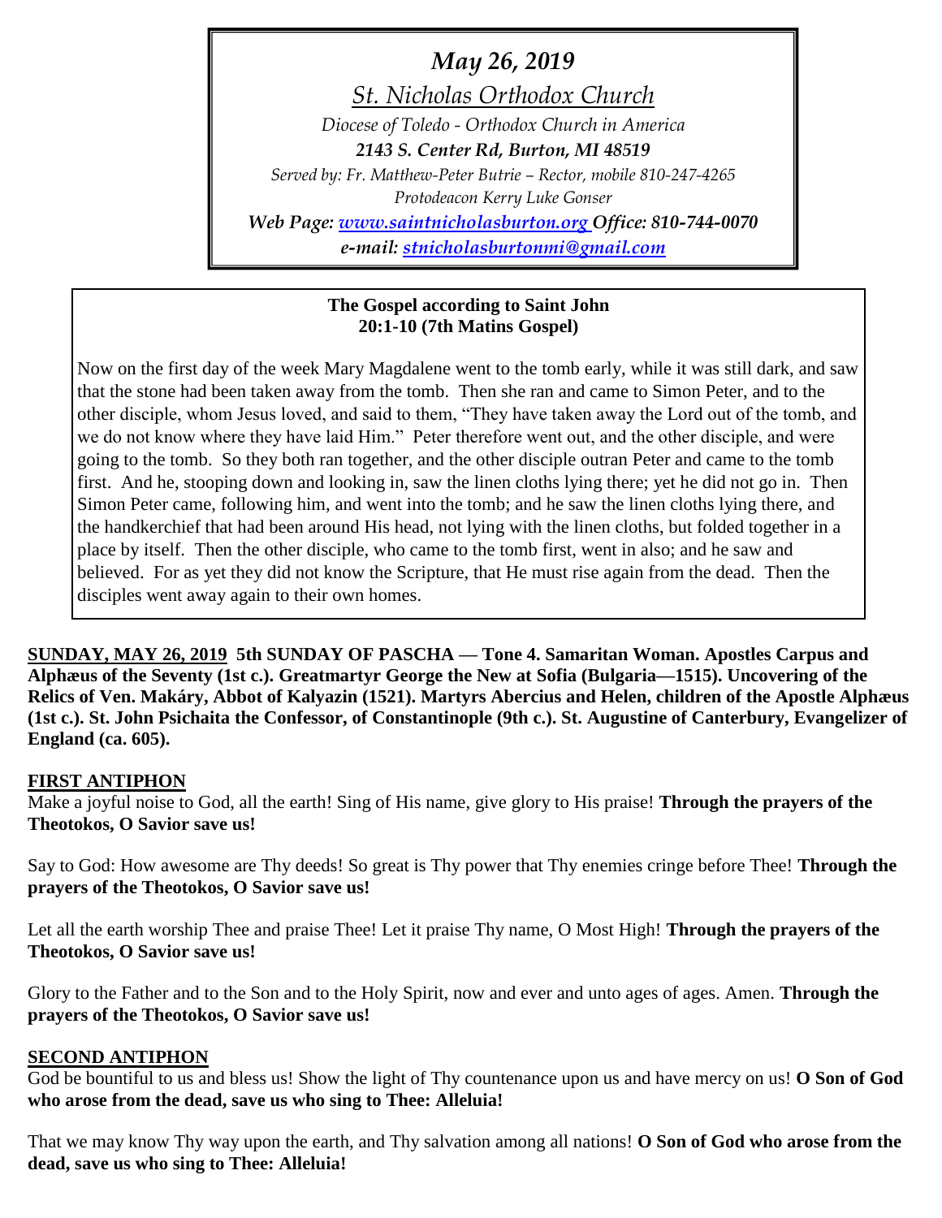*May 26, 2019*

*St. Nicholas Orthodox Church*

*Diocese of Toledo - Orthodox Church in America*

***2143 S. Center Rd, Burton, MI 48519***

*Served by: Fr. Matthew-Peter Butrie – Rector, mobile 810-247-4265*

*Protodeacon Kerry Luke Gonser*

***Web Page: [www.saintnicholasburton.org](http://www.saintnicholasburton.org) Office: 810-744-0070***

***e-mail: [stnicholasburtonmi@gmail.com](mailto:stnicholasburtonmi@gmail.com)***

**The Gospel according to Saint John**
**20:1-10 (7th Matins Gospel)**

Now on the first day of the week Mary Magdalene went to the tomb early, while it was still dark, and saw that the stone had been taken away from the tomb. Then she ran and came to Simon Peter, and to the other disciple, whom Jesus loved, and said to them, "They have taken away the Lord out of the tomb, and we do not know where they have laid Him." Peter therefore went out, and the other disciple, and were going to the tomb. So they both ran together, and the other disciple outran Peter and came to the tomb first. And he, stooping down and looking in, saw the linen cloths lying there; yet he did not go in. Then Simon Peter came, following him, and went into the tomb; and he saw the linen cloths lying there, and the handkerchief that had been around His head, not lying with the linen cloths, but folded together in a place by itself. Then the other disciple, who came to the tomb first, went in also; and he saw and believed. For as yet they did not know the Scripture, that He must rise again from the dead. Then the disciples went away again to their own homes.

**SUNDAY, MAY 26, 2019 5th SUNDAY OF PASCHA — Tone 4. Samaritan Woman. Apostles Carpus and Alphæus of the Seventy (1st c.). Greatmartyr George the New at Sofia (Bulgaria—1515). Uncovering of the Relics of Ven. Makáry, Abbot of Kalyazin (1521). Martyrs Abercius and Helen, children of the Apostle Alphæus (1st c.). St. John Psichaita the Confessor, of Constantinople (9th c.). St. Augustine of Canterbury, Evangelizer of England (ca. 605).**

**FIRST ANTIPHON**

Make a joyful noise to God, all the earth! Sing of His name, give glory to His praise! **Through the prayers of the Theotokos, O Savior save us!**

Say to God: How awesome are Thy deeds! So great is Thy power that Thy enemies cringe before Thee! **Through the prayers of the Theotokos, O Savior save us!**

Let all the earth worship Thee and praise Thee! Let it praise Thy name, O Most High! **Through the prayers of the Theotokos, O Savior save us!**

Glory to the Father and to the Son and to the Holy Spirit, now and ever and unto ages of ages. Amen. **Through the prayers of the Theotokos, O Savior save us!**

**SECOND ANTIPHON**

God be bountiful to us and bless us! Show the light of Thy countenance upon us and have mercy on us! **O Son of God who arose from the dead, save us who sing to Thee: Alleluia!**

That we may know Thy way upon the earth, and Thy salvation among all nations! **O Son of God who arose from the dead, save us who sing to Thee: Alleluia!**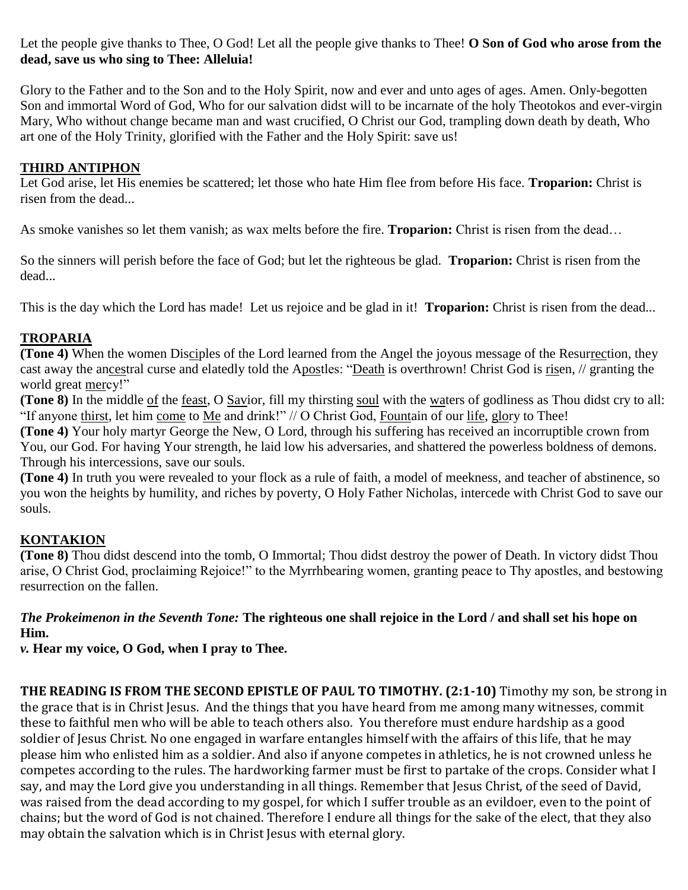Let the people give thanks to Thee, O God! Let all the people give thanks to Thee! **O Son of God who arose from the dead, save us who sing to Thee: Alleluia!**

Glory to the Father and to the Son and to the Holy Spirit, now and ever and unto ages of ages. Amen. Only-begotten Son and immortal Word of God, Who for our salvation didst will to be incarnate of the holy Theotokos and ever-virgin Mary, Who without change became man and wast crucified, O Christ our God, trampling down death by death, Who art one of the Holy Trinity, glorified with the Father and the Holy Spirit: save us!

## THIRD ANTIPHON

Let God arise, let His enemies be scattered; let those who hate Him flee from before His face. **Troparion:** Christ is risen from the dead...

As smoke vanishes so let them vanish; as wax melts before the fire. **Troparion:** Christ is risen from the dead…

So the sinners will perish before the face of God; but let the righteous be glad. **Troparion:** Christ is risen from the dead...

This is the day which the Lord has made! Let us rejoice and be glad in it! **Troparion:** Christ is risen from the dead...

## TROPARIA

**(Tone 4)** When the women Disciples of the Lord learned from the Angel the joyous message of the Resurrection, they cast away the ancestral curse and elatedly told the Apostles: "Death is overthrown! Christ God is risen, // granting the world great mercy!"

**(Tone 8)** In the middle of the feast, O Savior, fill my thirsting soul with the waters of godliness as Thou didst cry to all: "If anyone thirst, let him come to Me and drink!" // O Christ God, Fountain of our life, glory to Thee!

**(Tone 4)** Your holy martyr George the New, O Lord, through his suffering has received an incorruptible crown from You, our God. For having Your strength, he laid low his adversaries, and shattered the powerless boldness of demons. Through his intercessions, save our souls.

**(Tone 4)** In truth you were revealed to your flock as a rule of faith, a model of meekness, and teacher of abstinence, so you won the heights by humility, and riches by poverty, O Holy Father Nicholas, intercede with Christ God to save our souls.

## KONTAKION

**(Tone 8)** Thou didst descend into the tomb, O Immortal; Thou didst destroy the power of Death. In victory didst Thou arise, O Christ God, proclaiming Rejoice!" to the Myrrhbearing women, granting peace to Thy apostles, and bestowing resurrection on the fallen.

***The Prokeimenon in the Seventh Tone:*** **The righteous one shall rejoice in the Lord / and shall set his hope on Him.**

***v.*** **Hear my voice, O God, when I pray to Thee.**

**THE READING IS FROM THE SECOND EPISTLE OF PAUL TO TIMOTHY. (2:1-10)** Timothy my son, be strong in the grace that is in Christ Jesus. And the things that you have heard from me among many witnesses, commit these to faithful men who will be able to teach others also. You therefore must endure hardship as a good soldier of Jesus Christ. No one engaged in warfare entangles himself with the affairs of this life, that he may please him who enlisted him as a soldier. And also if anyone competes in athletics, he is not crowned unless he competes according to the rules. The hardworking farmer must be first to partake of the crops. Consider what I say, and may the Lord give you understanding in all things. Remember that Jesus Christ, of the seed of David, was raised from the dead according to my gospel, for which I suffer trouble as an evildoer, even to the point of chains; but the word of God is not chained. Therefore I endure all things for the sake of the elect, that they also may obtain the salvation which is in Christ Jesus with eternal glory.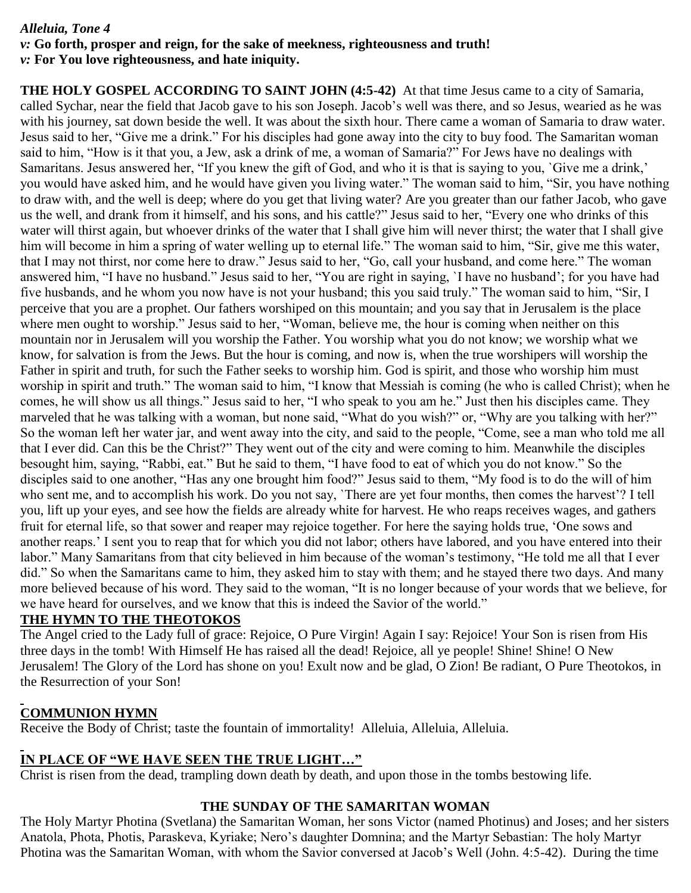***Alleluia, Tone 4***
***v:* Go forth, prosper and reign, for the sake of meekness, righteousness and truth!**
***v:* For You love righteousness, and hate iniquity.**

**THE HOLY GOSPEL ACCORDING TO SAINT JOHN (4:5-42)** At that time Jesus came to a city of Samaria, called Sychar, near the field that Jacob gave to his son Joseph. Jacob's well was there, and so Jesus, wearied as he was with his journey, sat down beside the well. It was about the sixth hour. There came a woman of Samaria to draw water. Jesus said to her, "Give me a drink." For his disciples had gone away into the city to buy food. The Samaritan woman said to him, "How is it that you, a Jew, ask a drink of me, a woman of Samaria?" For Jews have no dealings with Samaritans. Jesus answered her, "If you knew the gift of God, and who it is that is saying to you, `Give me a drink,' you would have asked him, and he would have given you living water." The woman said to him, "Sir, you have nothing to draw with, and the well is deep; where do you get that living water? Are you greater than our father Jacob, who gave us the well, and drank from it himself, and his sons, and his cattle?" Jesus said to her, "Every one who drinks of this water will thirst again, but whoever drinks of the water that I shall give him will never thirst; the water that I shall give him will become in him a spring of water welling up to eternal life." The woman said to him, "Sir, give me this water, that I may not thirst, nor come here to draw." Jesus said to her, "Go, call your husband, and come here." The woman answered him, "I have no husband." Jesus said to her, "You are right in saying, `I have no husband'; for you have had five husbands, and he whom you now have is not your husband; this you said truly." The woman said to him, "Sir, I perceive that you are a prophet. Our fathers worshiped on this mountain; and you say that in Jerusalem is the place where men ought to worship." Jesus said to her, "Woman, believe me, the hour is coming when neither on this mountain nor in Jerusalem will you worship the Father. You worship what you do not know; we worship what we know, for salvation is from the Jews. But the hour is coming, and now is, when the true worshipers will worship the Father in spirit and truth, for such the Father seeks to worship him. God is spirit, and those who worship him must worship in spirit and truth." The woman said to him, "I know that Messiah is coming (he who is called Christ); when he comes, he will show us all things." Jesus said to her, "I who speak to you am he." Just then his disciples came. They marveled that he was talking with a woman, but none said, "What do you wish?" or, "Why are you talking with her?" So the woman left her water jar, and went away into the city, and said to the people, "Come, see a man who told me all that I ever did. Can this be the Christ?" They went out of the city and were coming to him. Meanwhile the disciples besought him, saying, "Rabbi, eat." But he said to them, "I have food to eat of which you do not know." So the disciples said to one another, "Has any one brought him food?" Jesus said to them, "My food is to do the will of him who sent me, and to accomplish his work. Do you not say, `There are yet four months, then comes the harvest'? I tell you, lift up your eyes, and see how the fields are already white for harvest. He who reaps receives wages, and gathers fruit for eternal life, so that sower and reaper may rejoice together. For here the saying holds true, 'One sows and another reaps.' I sent you to reap that for which you did not labor; others have labored, and you have entered into their labor." Many Samaritans from that city believed in him because of the woman's testimony, "He told me all that I ever did." So when the Samaritans came to him, they asked him to stay with them; and he stayed there two days. And many more believed because of his word. They said to the woman, "It is no longer because of your words that we believe, for we have heard for ourselves, and we know that this is indeed the Savior of the world."

**THE HYMN TO THE THEOTOKOS**

The Angel cried to the Lady full of grace: Rejoice, O Pure Virgin! Again I say: Rejoice! Your Son is risen from His three days in the tomb! With Himself He has raised all the dead! Rejoice, all ye people! Shine! Shine! O New Jerusalem! The Glory of the Lord has shone on you! Exult now and be glad, O Zion! Be radiant, O Pure Theotokos, in the Resurrection of your Son!

**COMMUNION HYMN**

Receive the Body of Christ; taste the fountain of immortality! Alleluia, Alleluia, Alleluia.

**IN PLACE OF "WE HAVE SEEN THE TRUE LIGHT…"**

Christ is risen from the dead, trampling down death by death, and upon those in the tombs bestowing life.

**THE SUNDAY OF THE SAMARITAN WOMAN**

The Holy Martyr Photina (Svetlana) the Samaritan Woman, her sons Victor (named Photinus) and Joses; and her sisters Anatola, Phota, Photis, Paraskeva, Kyriake; Nero's daughter Domnina; and the Martyr Sebastian: The holy Martyr Photina was the Samaritan Woman, with whom the Savior conversed at Jacob's Well (John. 4:5-42). During the time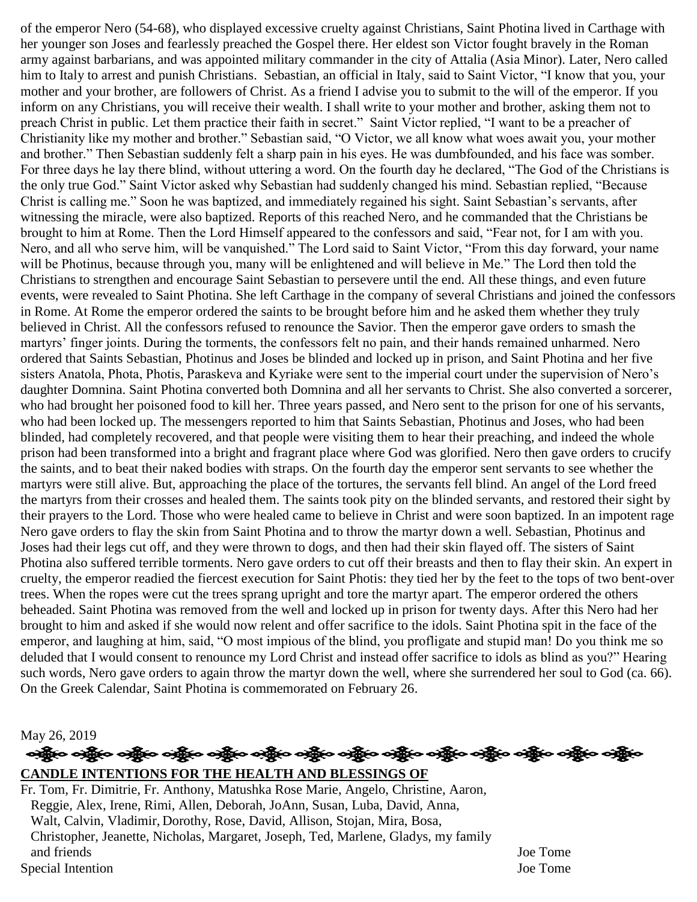of the emperor Nero (54-68), who displayed excessive cruelty against Christians, Saint Photina lived in Carthage with her younger son Joses and fearlessly preached the Gospel there. Her eldest son Victor fought bravely in the Roman army against barbarians, and was appointed military commander in the city of Attalia (Asia Minor). Later, Nero called him to Italy to arrest and punish Christians. Sebastian, an official in Italy, said to Saint Victor, "I know that you, your mother and your brother, are followers of Christ. As a friend I advise you to submit to the will of the emperor. If you inform on any Christians, you will receive their wealth. I shall write to your mother and brother, asking them not to preach Christ in public. Let them practice their faith in secret." Saint Victor replied, "I want to be a preacher of Christianity like my mother and brother." Sebastian said, "O Victor, we all know what woes await you, your mother and brother." Then Sebastian suddenly felt a sharp pain in his eyes. He was dumbfounded, and his face was somber. For three days he lay there blind, without uttering a word. On the fourth day he declared, "The God of the Christians is the only true God." Saint Victor asked why Sebastian had suddenly changed his mind. Sebastian replied, "Because Christ is calling me." Soon he was baptized, and immediately regained his sight. Saint Sebastian's servants, after witnessing the miracle, were also baptized. Reports of this reached Nero, and he commanded that the Christians be brought to him at Rome. Then the Lord Himself appeared to the confessors and said, "Fear not, for I am with you. Nero, and all who serve him, will be vanquished." The Lord said to Saint Victor, "From this day forward, your name will be Photinus, because through you, many will be enlightened and will believe in Me." The Lord then told the Christians to strengthen and encourage Saint Sebastian to persevere until the end. All these things, and even future events, were revealed to Saint Photina. She left Carthage in the company of several Christians and joined the confessors in Rome. At Rome the emperor ordered the saints to be brought before him and he asked them whether they truly believed in Christ. All the confessors refused to renounce the Savior. Then the emperor gave orders to smash the martyrs' finger joints. During the torments, the confessors felt no pain, and their hands remained unharmed. Nero ordered that Saints Sebastian, Photinus and Joses be blinded and locked up in prison, and Saint Photina and her five sisters Anatola, Phota, Photis, Paraskeva and Kyriake were sent to the imperial court under the supervision of Nero's daughter Domnina. Saint Photina converted both Domnina and all her servants to Christ. She also converted a sorcerer, who had brought her poisoned food to kill her. Three years passed, and Nero sent to the prison for one of his servants, who had been locked up. The messengers reported to him that Saints Sebastian, Photinus and Joses, who had been blinded, had completely recovered, and that people were visiting them to hear their preaching, and indeed the whole prison had been transformed into a bright and fragrant place where God was glorified. Nero then gave orders to crucify the saints, and to beat their naked bodies with straps. On the fourth day the emperor sent servants to see whether the martyrs were still alive. But, approaching the place of the tortures, the servants fell blind. An angel of the Lord freed the martyrs from their crosses and healed them. The saints took pity on the blinded servants, and restored their sight by their prayers to the Lord. Those who were healed came to believe in Christ and were soon baptized. In an impotent rage Nero gave orders to flay the skin from Saint Photina and to throw the martyr down a well. Sebastian, Photinus and Joses had their legs cut off, and they were thrown to dogs, and then had their skin flayed off. The sisters of Saint Photina also suffered terrible torments. Nero gave orders to cut off their breasts and then to flay their skin. An expert in cruelty, the emperor readied the fiercest execution for Saint Photis: they tied her by the feet to the tops of two bent-over trees. When the ropes were cut the trees sprang upright and tore the martyr apart. The emperor ordered the others beheaded. Saint Photina was removed from the well and locked up in prison for twenty days. After this Nero had her brought to him and asked if she would now relent and offer sacrifice to the idols. Saint Photina spit in the face of the emperor, and laughing at him, said, "O most impious of the blind, you profligate and stupid man! Do you think me so deluded that I would consent to renounce my Lord Christ and instead offer sacrifice to idols as blind as you?" Hearing such words, Nero gave orders to again throw the martyr down the well, where she surrendered her soul to God (ca. 66). On the Greek Calendar, Saint Photina is commemorated on February 26.

May 26, 2019

**CANDLE INTENTIONS FOR THE HEALTH AND BLESSINGS OF**

Fr. Tom, Fr. Dimitrie, Fr. Anthony, Matushka Rose Marie, Angelo, Christine, Aaron, Reggie, Alex, Irene, Rimi, Allen, Deborah, JoAnn, Susan, Luba, David, Anna, Walt, Calvin, Vladimir, Dorothy, Rose, David, Allison, Stojan, Mira, Bosa, Christopher, Jeanette, Nicholas, Margaret, Joseph, Ted, Marlene, Gladys, my family and friends — Joe Tome

Special Intention — Joe Tome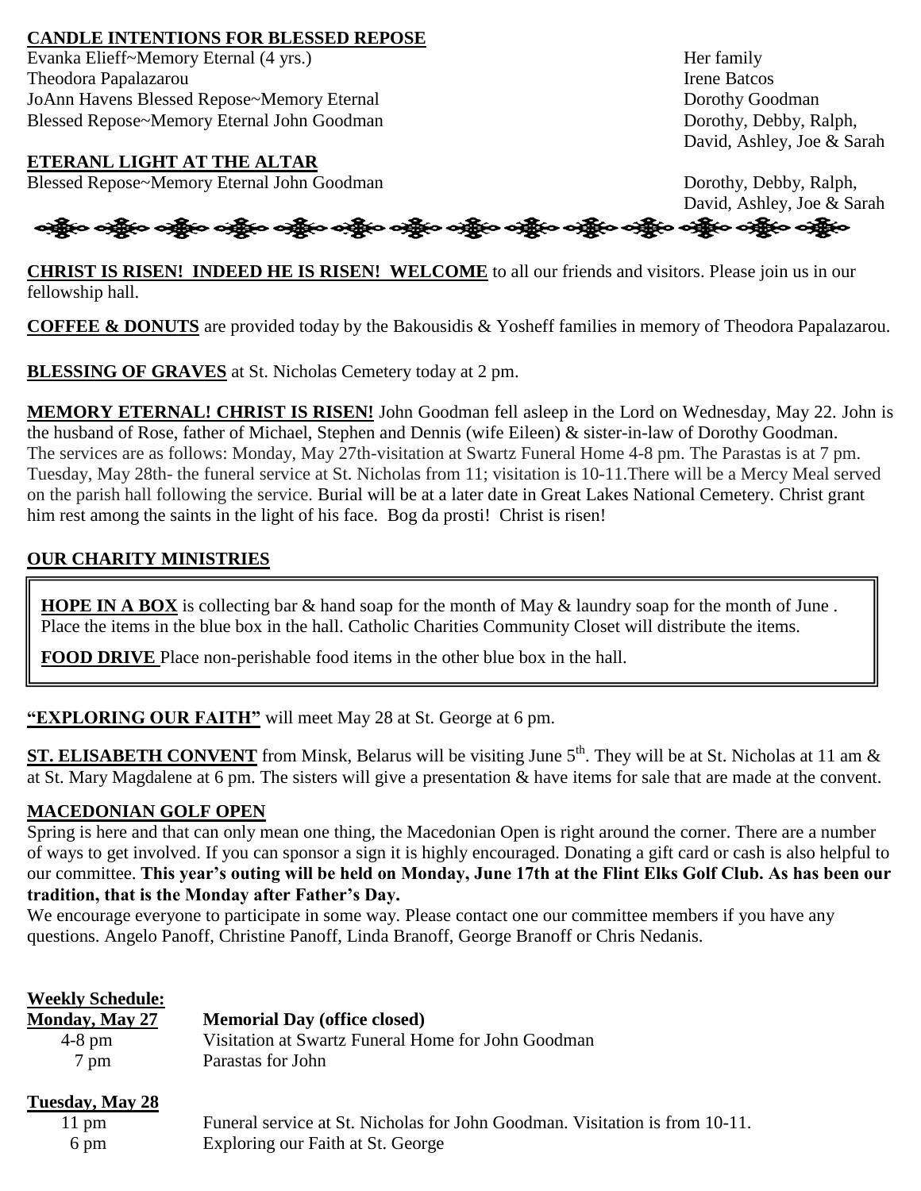**CANDLE INTENTIONS FOR BLESSED REPOSE**

| | |
|---|---|
| Evanka Elieff~Memory Eternal (4 yrs.) | Her family |
| Theodora Papalazarou | Irene Batcos |
| JoAnn Havens Blessed Repose~Memory Eternal | Dorothy Goodman |
| Blessed Repose~Memory Eternal John Goodman | Dorothy, Debby, Ralph, David, Ashley, Joe & Sarah |

**ETERANL LIGHT AT THE ALTAR**

| | |
|---|---|
| Blessed Repose~Memory Eternal John Goodman | Dorothy, Debby, Ralph, David, Ashley, Joe & Sarah |

**CHRIST IS RISEN! INDEED HE IS RISEN! WELCOME** to all our friends and visitors. Please join us in our fellowship hall.

**COFFEE & DONUTS** are provided today by the Bakousidis & Yosheff families in memory of Theodora Papalazarou.

**BLESSING OF GRAVES** at St. Nicholas Cemetery today at 2 pm.

**MEMORY ETERNAL! CHRIST IS RISEN!** John Goodman fell asleep in the Lord on Wednesday, May 22. John is the husband of Rose, father of Michael, Stephen and Dennis (wife Eileen) & sister-in-law of Dorothy Goodman. The services are as follows: Monday, May 27th-visitation at Swartz Funeral Home 4-8 pm. The Parastas is at 7 pm. Tuesday, May 28th- the funeral service at St. Nicholas from 11; visitation is 10-11.There will be a Mercy Meal served on the parish hall following the service. Burial will be at a later date in Great Lakes National Cemetery. Christ grant him rest among the saints in the light of his face. Bog da prosti! Christ is risen!

**OUR CHARITY MINISTRIES**

**HOPE IN A BOX** is collecting bar & hand soap for the month of May & laundry soap for the month of June . Place the items in the blue box in the hall. Catholic Charities Community Closet will distribute the items.

**FOOD DRIVE** Place non-perishable food items in the other blue box in the hall.

**"EXPLORING OUR FAITH"** will meet May 28 at St. George at 6 pm.

**ST. ELISABETH CONVENT** from Minsk, Belarus will be visiting June 5th. They will be at St. Nicholas at 11 am & at St. Mary Magdalene at 6 pm. The sisters will give a presentation & have items for sale that are made at the convent.

**MACEDONIAN GOLF OPEN**

Spring is here and that can only mean one thing, the Macedonian Open is right around the corner. There are a number of ways to get involved. If you can sponsor a sign it is highly encouraged. Donating a gift card or cash is also helpful to our committee. **This year's outing will be held on Monday, June 17th at the Flint Elks Golf Club. As has been our tradition, that is the Monday after Father's Day.**

We encourage everyone to participate in some way. Please contact one our committee members if you have any questions. Angelo Panoff, Christine Panoff, Linda Branoff, George Branoff or Chris Nedanis.

**Weekly Schedule:**

**Monday, May 27** — **Memorial Day (office closed)**

| | |
|---|---|
| 4-8 pm | Visitation at Swartz Funeral Home for John Goodman |
| 7 pm | Parastas for John |

**Tuesday, May 28**

| | |
|---|---|
| 11 pm | Funeral service at St. Nicholas for John Goodman. Visitation is from 10-11. |
| 6 pm | Exploring our Faith at St. George |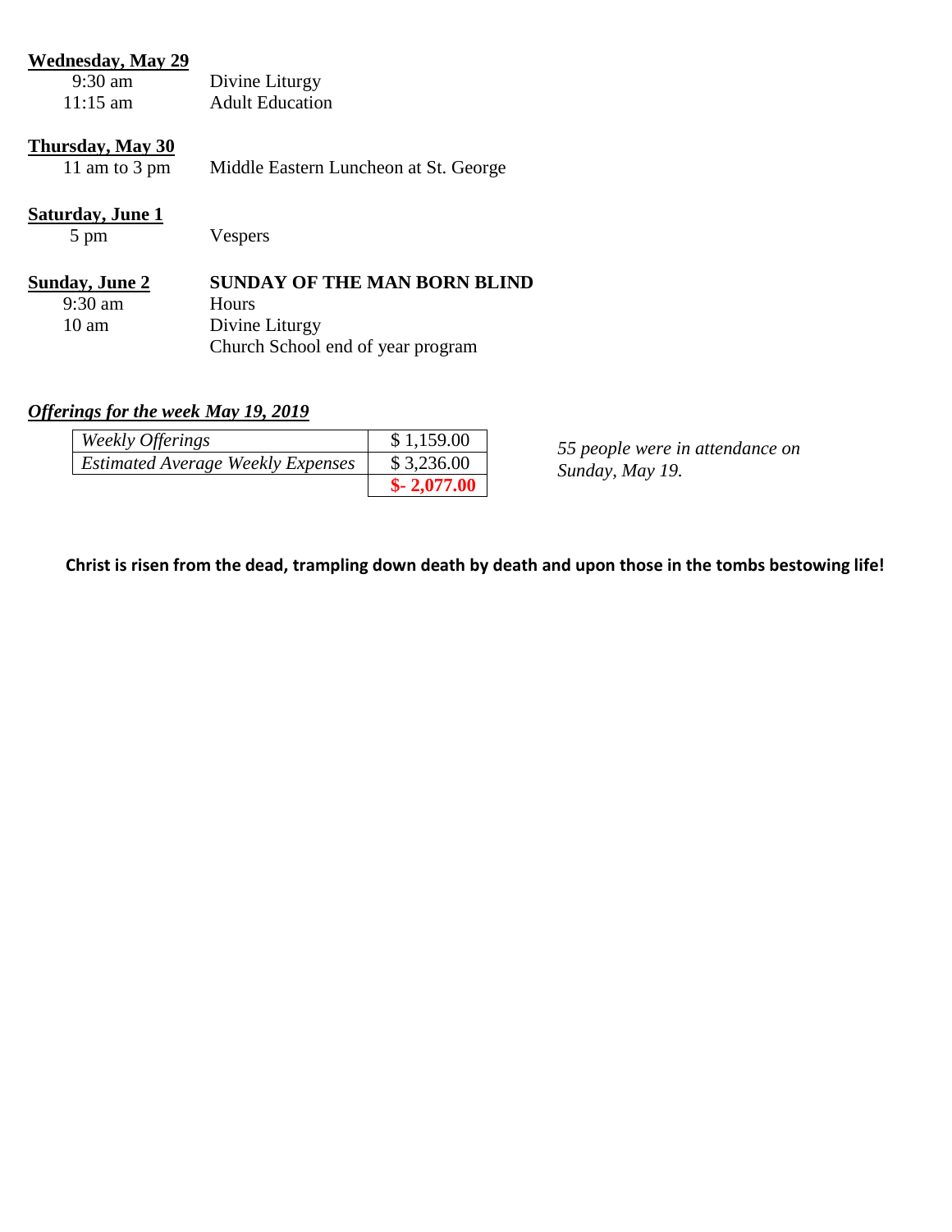**<u>Wednesday, May 29</u>**

9:30 am Divine Liturgy
11:15 am Adult Education

**<u>Thursday, May 30</u>**

11 am to 3 pm Middle Eastern Luncheon at St. George

**<u>Saturday, June 1</u>**

5 pm Vespers

**<u>Sunday, June 2</u>** **SUNDAY OF THE MAN BORN BLIND**

9:30 am Hours
10 am Divine Liturgy
Church School end of year program

***<u>Offerings for the week May 19, 2019</u>***

| | |
|---|---|
| *Weekly Offerings* | $ 1,159.00 |
| *Estimated Average Weekly Expenses* | $ 3,236.00 |
| | **$- 2,077.00** |

*55 people were in attendance on Sunday, May 19.*

**Christ is risen from the dead, trampling down death by death and upon those in the tombs bestowing life!**